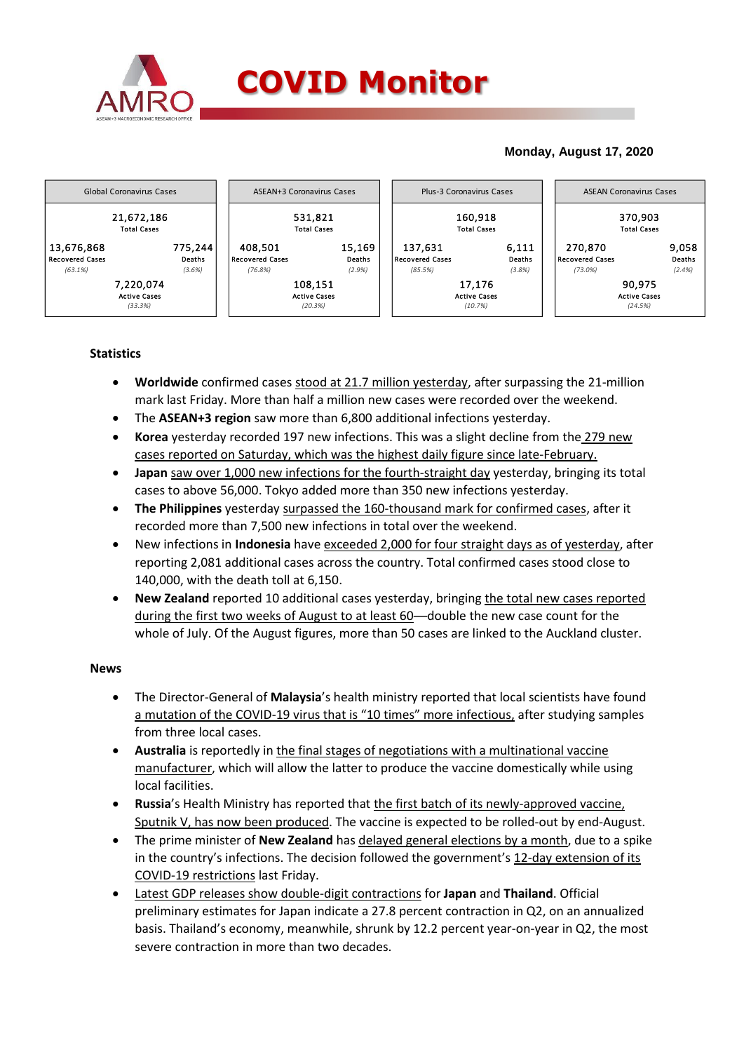# COVID Monitor

**Monday, August 17, 2020**

| Global Coronavirus Cases | ASEAN+3 Coronavirus Cases | Plus-3 Coronavirus Cases | ASEAN Coronavirus Cases |
|---|---|---|---|
| 21,672,186 Total Cases | 531,821 Total Cases | 160,918 Total Cases | 370,903 Total Cases |
| 13,676,868 Recovered Cases (63.1%) | 408,501 Recovered Cases (76.8%) | 137,631 Recovered Cases (85.5%) | 270,870 Recovered Cases (73.0%) |
| 775,244 Deaths (3.6%) | 15,169 Deaths (2.9%) | 6,111 Deaths (3.8%) | 9,058 Deaths (2.4%) |
| 7,220,074 Active Cases (33.3%) | 108,151 Active Cases (20.3%) | 17,176 Active Cases (10.7%) | 90,975 Active Cases (24.5%) |

## Statistics

- **Worldwide** confirmed cases stood at 21.7 million yesterday, after surpassing the 21-million mark last Friday. More than half a million new cases were recorded over the weekend.
- The **ASEAN+3 region** saw more than 6,800 additional infections yesterday.
- **Korea** yesterday recorded 197 new infections. This was a slight decline from the 279 new cases reported on Saturday, which was the highest daily figure since late-February.
- **Japan** saw over 1,000 new infections for the fourth-straight day yesterday, bringing its total cases to above 56,000. Tokyo added more than 350 new infections yesterday.
- **The Philippines** yesterday surpassed the 160-thousand mark for confirmed cases, after it recorded more than 7,500 new infections in total over the weekend.
- New infections in **Indonesia** have exceeded 2,000 for four straight days as of yesterday, after reporting 2,081 additional cases across the country. Total confirmed cases stood close to 140,000, with the death toll at 6,150.
- **New Zealand** reported 10 additional cases yesterday, bringing the total new cases reported during the first two weeks of August to at least 60—double the new case count for the whole of July. Of the August figures, more than 50 cases are linked to the Auckland cluster.

## News

- The Director-General of **Malaysia**'s health ministry reported that local scientists have found a mutation of the COVID-19 virus that is "10 times" more infectious, after studying samples from three local cases.
- **Australia** is reportedly in the final stages of negotiations with a multinational vaccine manufacturer, which will allow the latter to produce the vaccine domestically while using local facilities.
- **Russia**'s Health Ministry has reported that the first batch of its newly-approved vaccine, Sputnik V, has now been produced. The vaccine is expected to be rolled-out by end-August.
- The prime minister of **New Zealand** has delayed general elections by a month, due to a spike in the country's infections. The decision followed the government's 12-day extension of its COVID-19 restrictions last Friday.
- Latest GDP releases show double-digit contractions for **Japan** and **Thailand**. Official preliminary estimates for Japan indicate a 27.8 percent contraction in Q2, on an annualized basis. Thailand's economy, meanwhile, shrunk by 12.2 percent year-on-year in Q2, the most severe contraction in more than two decades.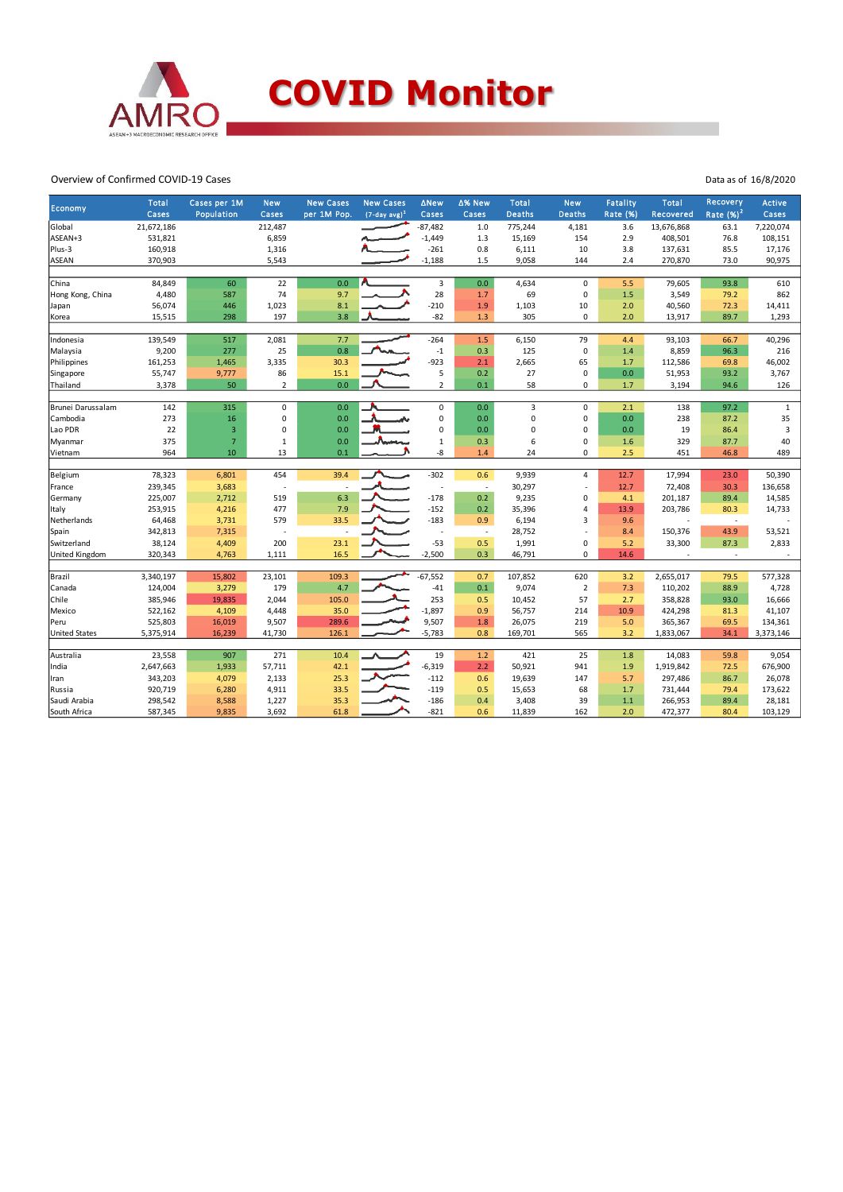# COVID Monitor

Overview of Confirmed COVID-19 Cases

Data as of 16/8/2020

| Economy | Total Cases | Cases per 1M Population | New Cases | New Cases per 1M Pop. | New Cases (7-day avg)[1] | ΔNew Cases | Δ% New Cases | Total Deaths | New Deaths | Fatality Rate (%) | Total Recovered | Recovery Rate (%)[2] | Active Cases |
|---|---|---|---|---|---|---|---|---|---|---|---|---|---|
| Global | 21,672,186 | | 212,487 | | | -87,482 | 1.0 | 775,244 | 4,181 | 3.6 | 13,676,868 | 63.1 | 7,220,074 |
| ASEAN+3 | 531,821 | | 6,859 | | | -1,449 | 1.3 | 15,169 | 154 | 2.9 | 408,501 | 76.8 | 108,151 |
| Plus-3 | 160,918 | | 1,316 | | | -261 | 0.8 | 6,111 | 10 | 3.8 | 137,631 | 85.5 | 17,176 |
| ASEAN | 370,903 | | 5,543 | | | -1,188 | 1.5 | 9,058 | 144 | 2.4 | 270,870 | 73.0 | 90,975 |
| | | | | | | | | | | | | | |
| China | 84,849 | 60 | 22 | 0.0 | | 3 | 0.0 | 4,634 | 0 | 5.5 | 79,605 | 93.8 | 610 |
| Hong Kong, China | 4,480 | 587 | 74 | 9.7 | | 28 | 1.7 | 69 | 0 | 1.5 | 3,549 | 79.2 | 862 |
| Japan | 56,074 | 446 | 1,023 | 8.1 | | -210 | 1.9 | 1,103 | 10 | 2.0 | 40,560 | 72.3 | 14,411 |
| Korea | 15,515 | 298 | 197 | 3.8 | | -82 | 1.3 | 305 | 0 | 2.0 | 13,917 | 89.7 | 1,293 |
| | | | | | | | | | | | | | |
| Indonesia | 139,549 | 517 | 2,081 | 7.7 | | -264 | 1.5 | 6,150 | 79 | 4.4 | 93,103 | 66.7 | 40,296 |
| Malaysia | 9,200 | 277 | 25 | 0.8 | | -1 | 0.3 | 125 | 0 | 1.4 | 8,859 | 96.3 | 216 |
| Philippines | 161,253 | 1,465 | 3,335 | 30.3 | | -923 | 2.1 | 2,665 | 65 | 1.7 | 112,586 | 69.8 | 46,002 |
| Singapore | 55,747 | 9,777 | 86 | 15.1 | | 5 | 0.2 | 27 | 0 | 0.0 | 51,953 | 93.2 | 3,767 |
| Thailand | 3,378 | 50 | 2 | 0.0 | | 2 | 0.1 | 58 | 0 | 1.7 | 3,194 | 94.6 | 126 |
| | | | | | | | | | | | | | |
| Brunei Darussalam | 142 | 315 | 0 | 0.0 | | 0 | 0.0 | 3 | 0 | 2.1 | 138 | 97.2 | 1 |
| Cambodia | 273 | 16 | 0 | 0.0 | | 0 | 0.0 | 0 | 0 | 0.0 | 238 | 87.2 | 35 |
| Lao PDR | 22 | 3 | 0 | 0.0 | | 0 | 0.0 | 0 | 0 | 0.0 | 19 | 86.4 | 3 |
| Myanmar | 375 | 7 | 1 | 0.0 | | 1 | 0.3 | 6 | 0 | 1.6 | 329 | 87.7 | 40 |
| Vietnam | 964 | 10 | 13 | 0.1 | | -8 | 1.4 | 24 | 0 | 2.5 | 451 | 46.8 | 489 |
| | | | | | | | | | | | | | |
| Belgium | 78,323 | 6,801 | 454 | 39.4 | | -302 | 0.6 | 9,939 | 4 | 12.7 | 17,994 | 23.0 | 50,390 |
| France | 239,345 | 3,683 | - | - | | - | - | 30,297 | - | 12.7 | 72,408 | 30.3 | 136,658 |
| Germany | 225,007 | 2,712 | 519 | 6.3 | | -178 | 0.2 | 9,235 | 0 | 4.1 | 201,187 | 89.4 | 14,585 |
| Italy | 253,915 | 4,216 | 477 | 7.9 | | -152 | 0.2 | 35,396 | 4 | 13.9 | 203,786 | 80.3 | 14,733 |
| Netherlands | 64,468 | 3,731 | 579 | 33.5 | | -183 | 0.9 | 6,194 | 3 | 9.6 | - | - | - |
| Spain | 342,813 | 7,315 | - | - | | - | - | 28,752 | - | 8.4 | 150,376 | 43.9 | 53,521 |
| Switzerland | 38,124 | 4,409 | 200 | 23.1 | | -53 | 0.5 | 1,991 | 0 | 5.2 | 33,300 | 87.3 | 2,833 |
| United Kingdom | 320,343 | 4,763 | 1,111 | 16.5 | | -2,500 | 0.3 | 46,791 | 0 | 14.6 | - | - | - |
| | | | | | | | | | | | | | |
| Brazil | 3,340,197 | 15,802 | 23,101 | 109.3 | | -67,552 | 0.7 | 107,852 | 620 | 3.2 | 2,655,017 | 79.5 | 577,328 |
| Canada | 124,004 | 3,279 | 179 | 4.7 | | -41 | 0.1 | 9,074 | 2 | 7.3 | 110,202 | 88.9 | 4,728 |
| Chile | 385,946 | 19,835 | 2,044 | 105.0 | | 253 | 0.5 | 10,452 | 57 | 2.7 | 358,828 | 93.0 | 16,666 |
| Mexico | 522,162 | 4,109 | 4,448 | 35.0 | | -1,897 | 0.9 | 56,757 | 214 | 10.9 | 424,298 | 81.3 | 41,107 |
| Peru | 525,803 | 16,019 | 9,507 | 289.6 | | 9,507 | 1.8 | 26,075 | 219 | 5.0 | 365,367 | 69.5 | 134,361 |
| United States | 5,375,914 | 16,239 | 41,730 | 126.1 | | -5,783 | 0.8 | 169,701 | 565 | 3.2 | 1,833,067 | 34.1 | 3,373,146 |
| | | | | | | | | | | | | | |
| Australia | 23,558 | 907 | 271 | 10.4 | | 19 | 1.2 | 421 | 25 | 1.8 | 14,083 | 59.8 | 9,054 |
| India | 2,647,663 | 1,933 | 57,711 | 42.1 | | -6,319 | 2.2 | 50,921 | 941 | 1.9 | 1,919,842 | 72.5 | 676,900 |
| Iran | 343,203 | 4,079 | 2,133 | 25.3 | | -112 | 0.6 | 19,639 | 147 | 5.7 | 297,486 | 86.7 | 26,078 |
| Russia | 920,719 | 6,280 | 4,911 | 33.5 | | -119 | 0.5 | 15,653 | 68 | 1.7 | 731,444 | 79.4 | 173,622 |
| Saudi Arabia | 298,542 | 8,588 | 1,227 | 35.3 | | -186 | 0.4 | 3,408 | 39 | 1.1 | 266,953 | 89.4 | 28,181 |
| South Africa | 587,345 | 9,835 | 3,692 | 61.8 | | -821 | 0.6 | 11,839 | 162 | 2.0 | 472,377 | 80.4 | 103,129 |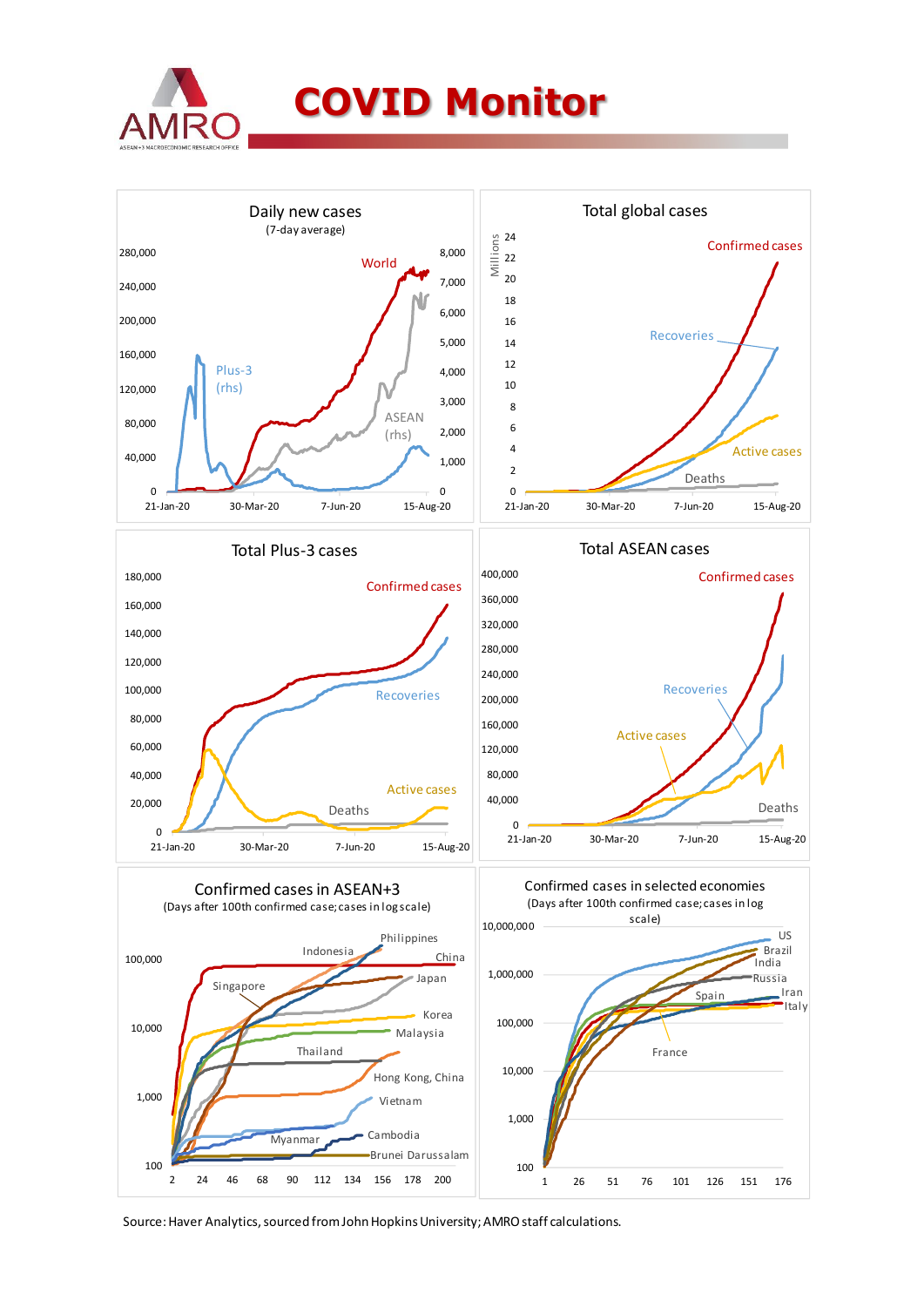# COVID Monitor

AMRO

ASEAN+3 MACROECONOMIC RESEARCH OFFICE

## Daily new cases

(7-day average)

280,000
240,000
200,000
160,000
120,000
80,000
40,000
0

8,000
7,000
6,000
5,000
4,000
3,000
2,000
1,000
0

World

Plus-3 (rhs)

ASEAN (rhs)

21-Jan-20 30-Mar-20 7-Jun-20 15-Aug-20

## Total global cases

Millions

24
22
20
18
16
14
12
10
8
6
4
2
0

Confirmed cases

Recoveries

Active cases

Deaths

21-Jan-20 30-Mar-20 7-Jun-20 15-Aug-20

## Total Plus-3 cases

180,000
160,000
140,000
120,000
100,000
80,000
60,000
40,000
20,000
0

Confirmed cases

Recoveries

Active cases

Deaths

21-Jan-20 30-Mar-20 7-Jun-20 15-Aug-20

## Total ASEAN cases

400,000
360,000
320,000
280,000
240,000
200,000
160,000
120,000
80,000
40,000
0

Confirmed cases

Recoveries

Active cases

Deaths

21-Jan-20 30-Mar-20 7-Jun-20 15-Aug-20

## Confirmed cases in ASEAN+3

(Days after 100th confirmed case; cases in log scale)

100,000
10,000
1,000
100

Philippines
Indonesia
China
Japan
Singapore
Korea
Malaysia
Thailand
Hong Kong, China
Vietnam
Myanmar
Cambodia
Brunei Darussalam

2 24 46 68 90 112 134 156 178 200

## Confirmed cases in selected economies

(Days after 100th confirmed case; cases in log scale)

10,000,000
1,000,000
100,000
10,000
1,000
100

US
Brazil
India
Russia
Spain
Iran
Italy
France

1 26 51 76 101 126 151 176

Source: Haver Analytics, sourced from John Hopkins University; AMRO staff calculations.